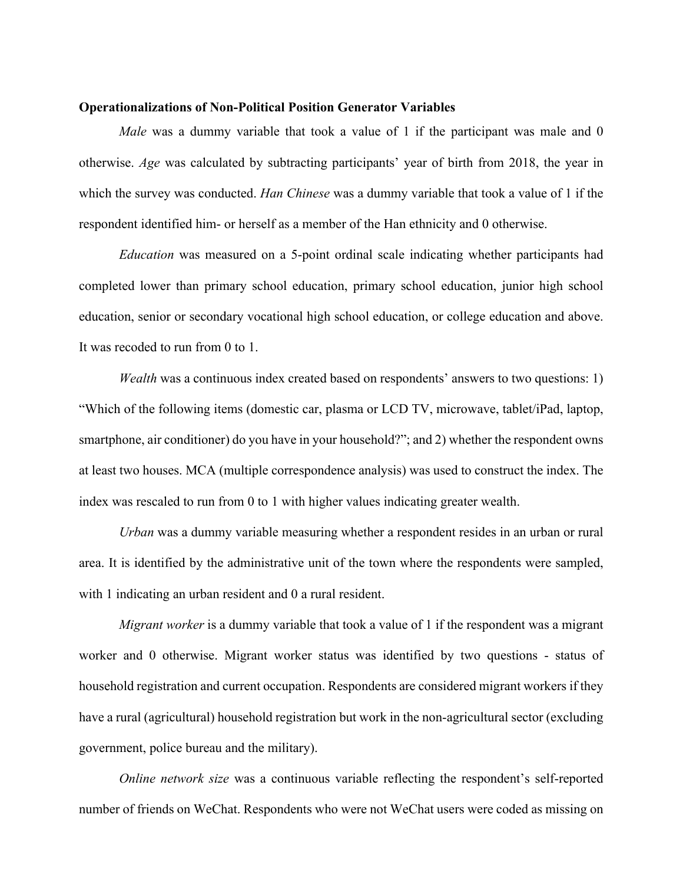**Operationalizations of Non-Political Position Generator Variables**

*Male* was a dummy variable that took a value of 1 if the participant was male and 0 otherwise. *Age* was calculated by subtracting participants' year of birth from 2018, the year in which the survey was conducted. *Han Chinese* was a dummy variable that took a value of 1 if the respondent identified him- or herself as a member of the Han ethnicity and 0 otherwise.

*Education* was measured on a 5-point ordinal scale indicating whether participants had completed lower than primary school education, primary school education, junior high school education, senior or secondary vocational high school education, or college education and above. It was recoded to run from 0 to 1.

*Wealth* was a continuous index created based on respondents' answers to two questions: 1) "Which of the following items (domestic car, plasma or LCD TV, microwave, tablet/iPad, laptop, smartphone, air conditioner) do you have in your household?"; and 2) whether the respondent owns at least two houses. MCA (multiple correspondence analysis) was used to construct the index. The index was rescaled to run from 0 to 1 with higher values indicating greater wealth.

*Urban* was a dummy variable measuring whether a respondent resides in an urban or rural area. It is identified by the administrative unit of the town where the respondents were sampled, with 1 indicating an urban resident and 0 a rural resident.

*Migrant worker* is a dummy variable that took a value of 1 if the respondent was a migrant worker and 0 otherwise. Migrant worker status was identified by two questions - status of household registration and current occupation. Respondents are considered migrant workers if they have a rural (agricultural) household registration but work in the non-agricultural sector (excluding government, police bureau and the military).

*Online network size* was a continuous variable reflecting the respondent's self-reported number of friends on WeChat. Respondents who were not WeChat users were coded as missing on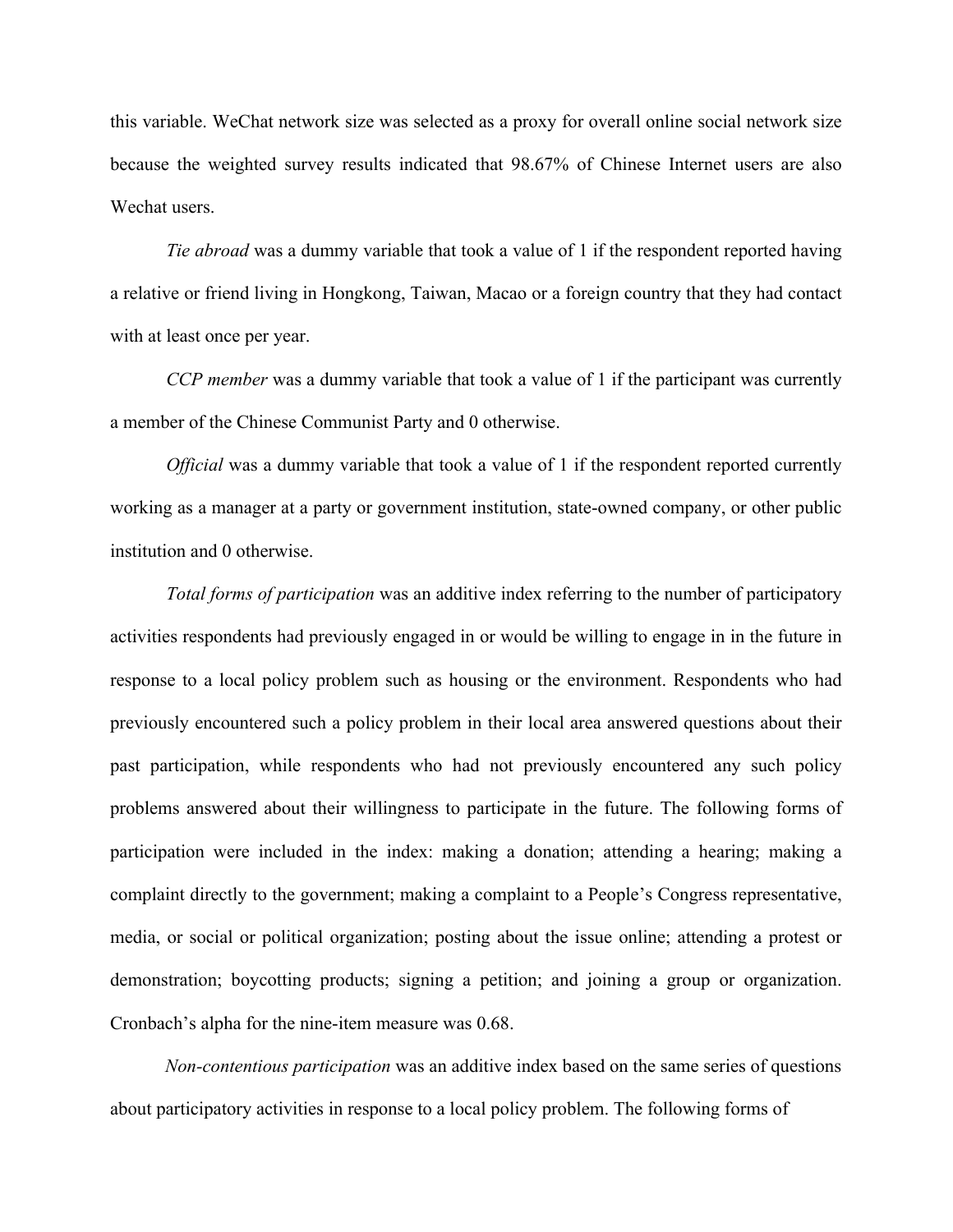this variable. WeChat network size was selected as a proxy for overall online social network size because the weighted survey results indicated that 98.67% of Chinese Internet users are also Wechat users.

*Tie abroad* was a dummy variable that took a value of 1 if the respondent reported having a relative or friend living in Hongkong, Taiwan, Macao or a foreign country that they had contact with at least once per year.

*CCP member* was a dummy variable that took a value of 1 if the participant was currently a member of the Chinese Communist Party and 0 otherwise.

*Official* was a dummy variable that took a value of 1 if the respondent reported currently working as a manager at a party or government institution, state-owned company, or other public institution and 0 otherwise.

*Total forms of participation* was an additive index referring to the number of participatory activities respondents had previously engaged in or would be willing to engage in in the future in response to a local policy problem such as housing or the environment. Respondents who had previously encountered such a policy problem in their local area answered questions about their past participation, while respondents who had not previously encountered any such policy problems answered about their willingness to participate in the future. The following forms of participation were included in the index: making a donation; attending a hearing; making a complaint directly to the government; making a complaint to a People's Congress representative, media, or social or political organization; posting about the issue online; attending a protest or demonstration; boycotting products; signing a petition; and joining a group or organization. Cronbach's alpha for the nine-item measure was 0.68.

*Non-contentious participation* was an additive index based on the same series of questions about participatory activities in response to a local policy problem. The following forms of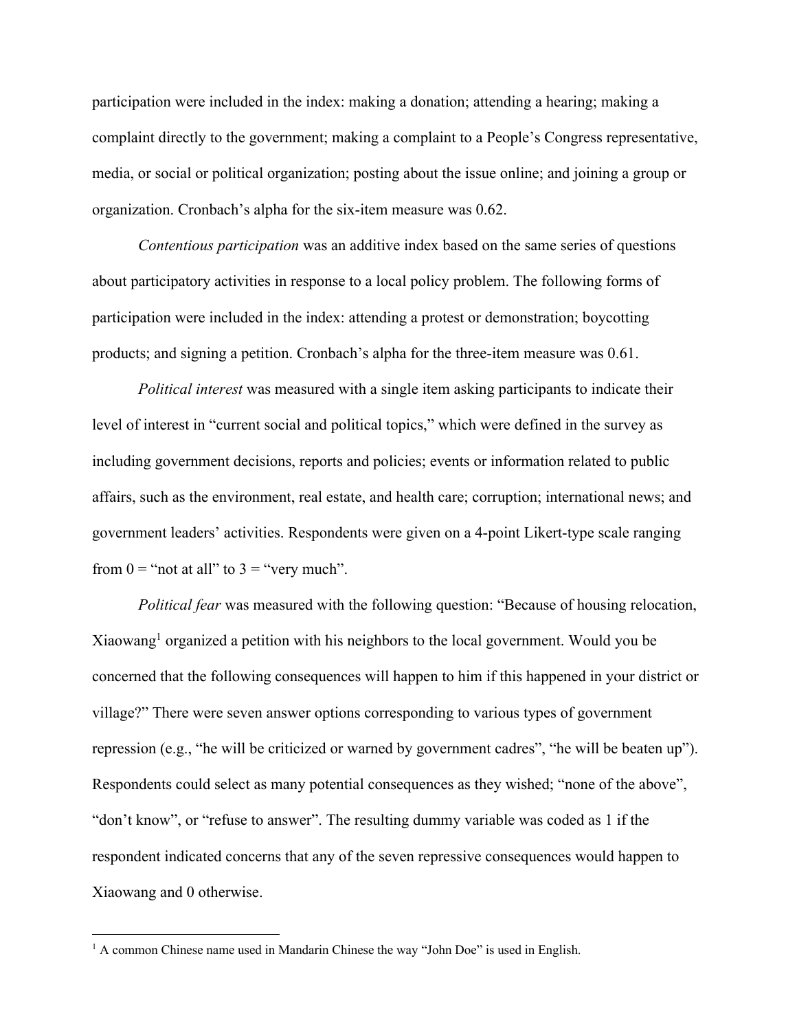participation were included in the index: making a donation; attending a hearing; making a complaint directly to the government; making a complaint to a People's Congress representative, media, or social or political organization; posting about the issue online; and joining a group or organization. Cronbach's alpha for the six-item measure was 0.62.

*Contentious participation* was an additive index based on the same series of questions about participatory activities in response to a local policy problem. The following forms of participation were included in the index: attending a protest or demonstration; boycotting products; and signing a petition. Cronbach's alpha for the three-item measure was 0.61.

*Political interest* was measured with a single item asking participants to indicate their level of interest in "current social and political topics," which were defined in the survey as including government decisions, reports and policies; events or information related to public affairs, such as the environment, real estate, and health care; corruption; international news; and government leaders' activities. Respondents were given on a 4-point Likert-type scale ranging from 0 = "not at all" to 3 = "very much".

*Political fear* was measured with the following question: "Because of housing relocation, Xiaowang[1] organized a petition with his neighbors to the local government. Would you be concerned that the following consequences will happen to him if this happened in your district or village?" There were seven answer options corresponding to various types of government repression (e.g., "he will be criticized or warned by government cadres", "he will be beaten up"). Respondents could select as many potential consequences as they wished; "none of the above", "don't know", or "refuse to answer". The resulting dummy variable was coded as 1 if the respondent indicated concerns that any of the seven repressive consequences would happen to Xiaowang and 0 otherwise.

[1] A common Chinese name used in Mandarin Chinese the way "John Doe" is used in English.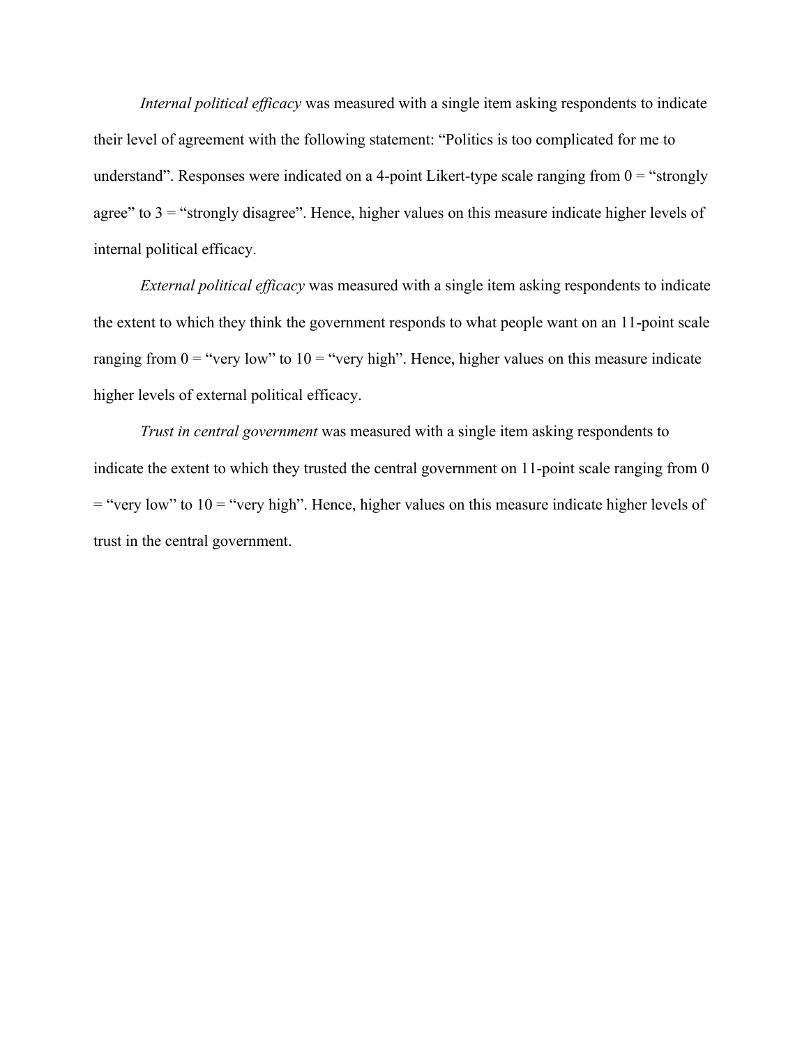*Internal political efficacy* was measured with a single item asking respondents to indicate their level of agreement with the following statement: "Politics is too complicated for me to understand". Responses were indicated on a 4-point Likert-type scale ranging from 0 = "strongly agree" to 3 = "strongly disagree". Hence, higher values on this measure indicate higher levels of internal political efficacy.

*External political efficacy* was measured with a single item asking respondents to indicate the extent to which they think the government responds to what people want on an 11-point scale ranging from 0 = "very low" to 10 = "very high". Hence, higher values on this measure indicate higher levels of external political efficacy.

*Trust in central government* was measured with a single item asking respondents to indicate the extent to which they trusted the central government on 11-point scale ranging from 0 = "very low" to 10 = "very high". Hence, higher values on this measure indicate higher levels of trust in the central government.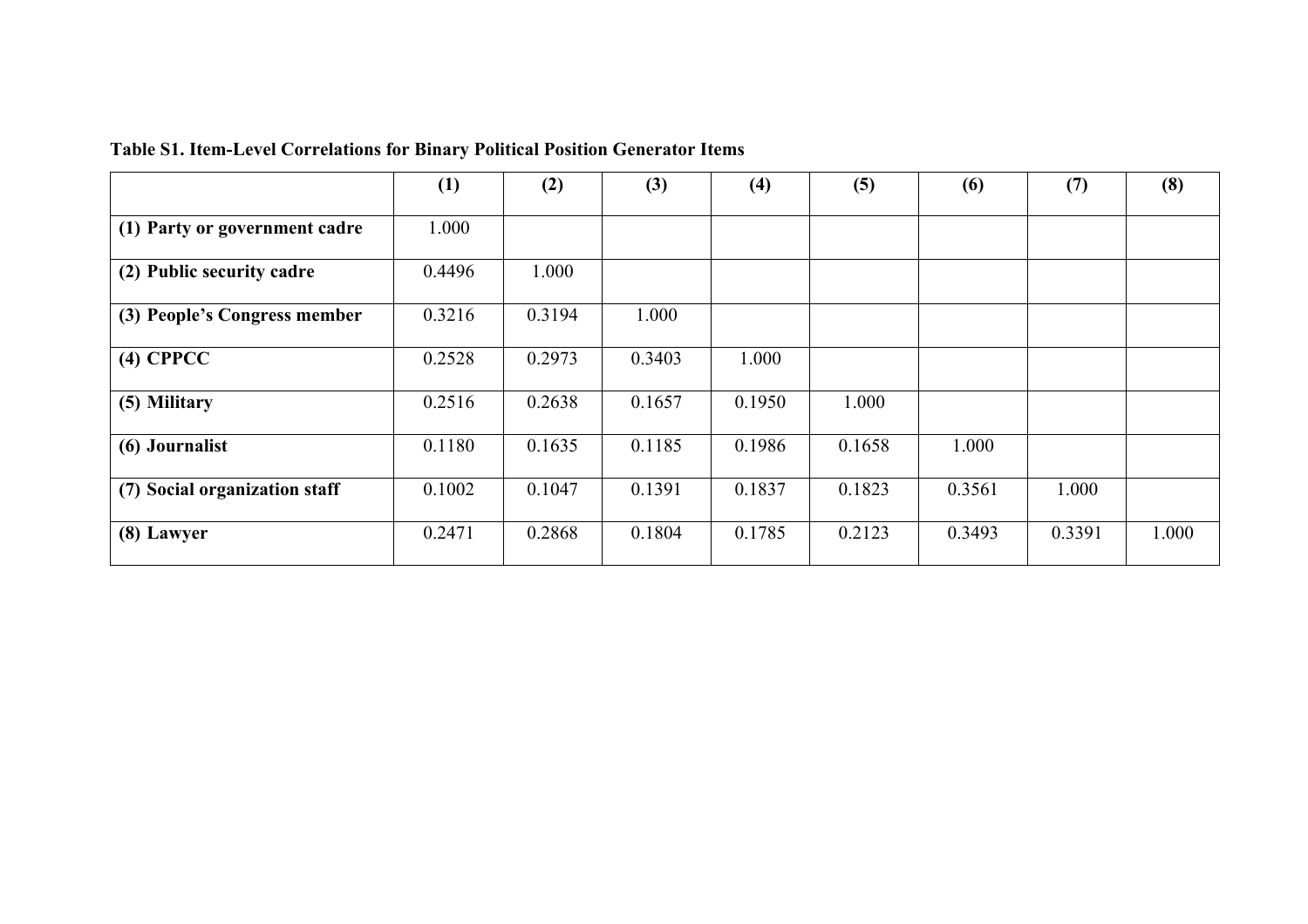**Table S1. Item-Level Correlations for Binary Political Position Generator Items**

| | (1) | (2) | (3) | (4) | (5) | (6) | (7) | (8) |
|---|---|---|---|---|---|---|---|---|
| **(1) Party or government cadre** | 1.000 | | | | | | | |
| **(2) Public security cadre** | 0.4496 | 1.000 | | | | | | |
| **(3) People's Congress member** | 0.3216 | 0.3194 | 1.000 | | | | | |
| **(4) CPPCC** | 0.2528 | 0.2973 | 0.3403 | 1.000 | | | | |
| **(5) Military** | 0.2516 | 0.2638 | 0.1657 | 0.1950 | 1.000 | | | |
| **(6) Journalist** | 0.1180 | 0.1635 | 0.1185 | 0.1986 | 0.1658 | 1.000 | | |
| **(7) Social organization staff** | 0.1002 | 0.1047 | 0.1391 | 0.1837 | 0.1823 | 0.3561 | 1.000 | |
| **(8) Lawyer** | 0.2471 | 0.2868 | 0.1804 | 0.1785 | 0.2123 | 0.3493 | 0.3391 | 1.000 |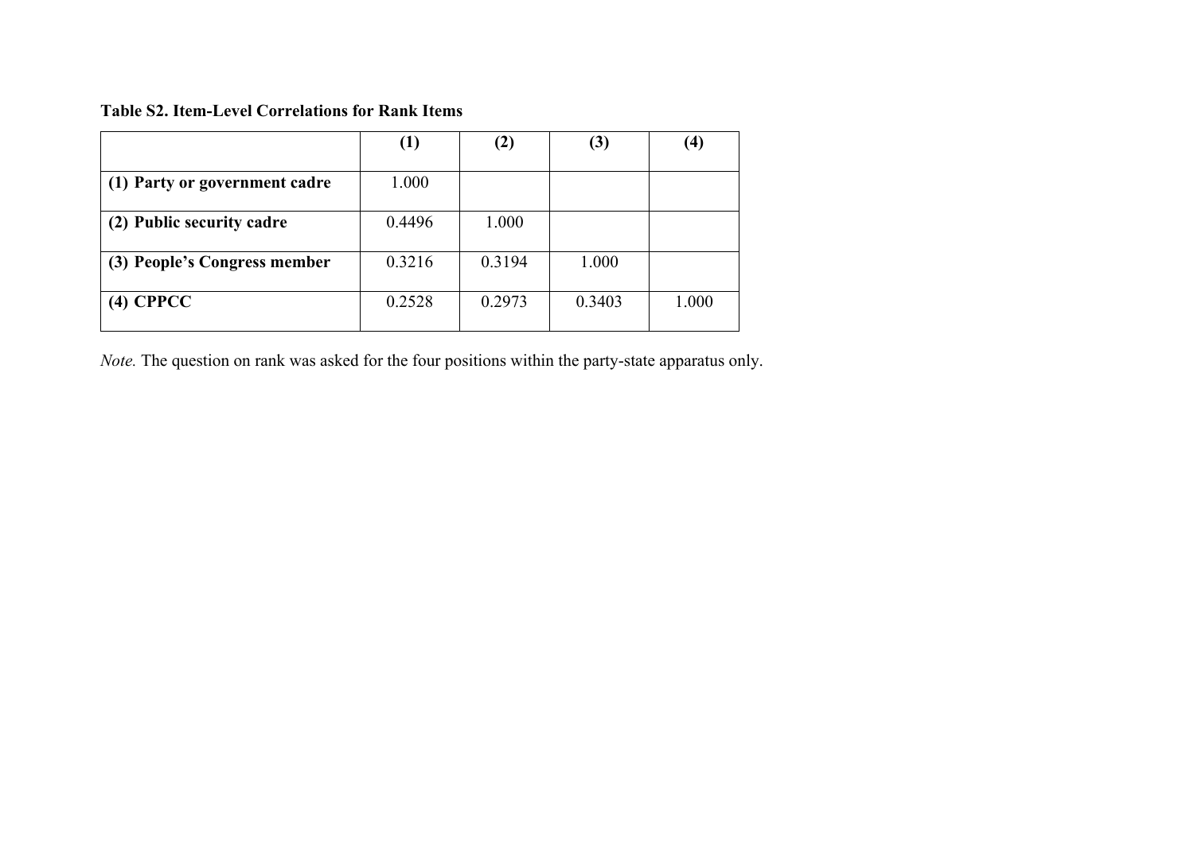**Table S2. Item-Level Correlations for Rank Items**

| | (1) | (2) | (3) | (4) |
|---|---|---|---|---|
| **(1) Party or government cadre** | 1.000 | | | |
| **(2) Public security cadre** | 0.4496 | 1.000 | | |
| **(3) People's Congress member** | 0.3216 | 0.3194 | 1.000 | |
| **(4) CPPCC** | 0.2528 | 0.2973 | 0.3403 | 1.000 |

*Note.* The question on rank was asked for the four positions within the party-state apparatus only.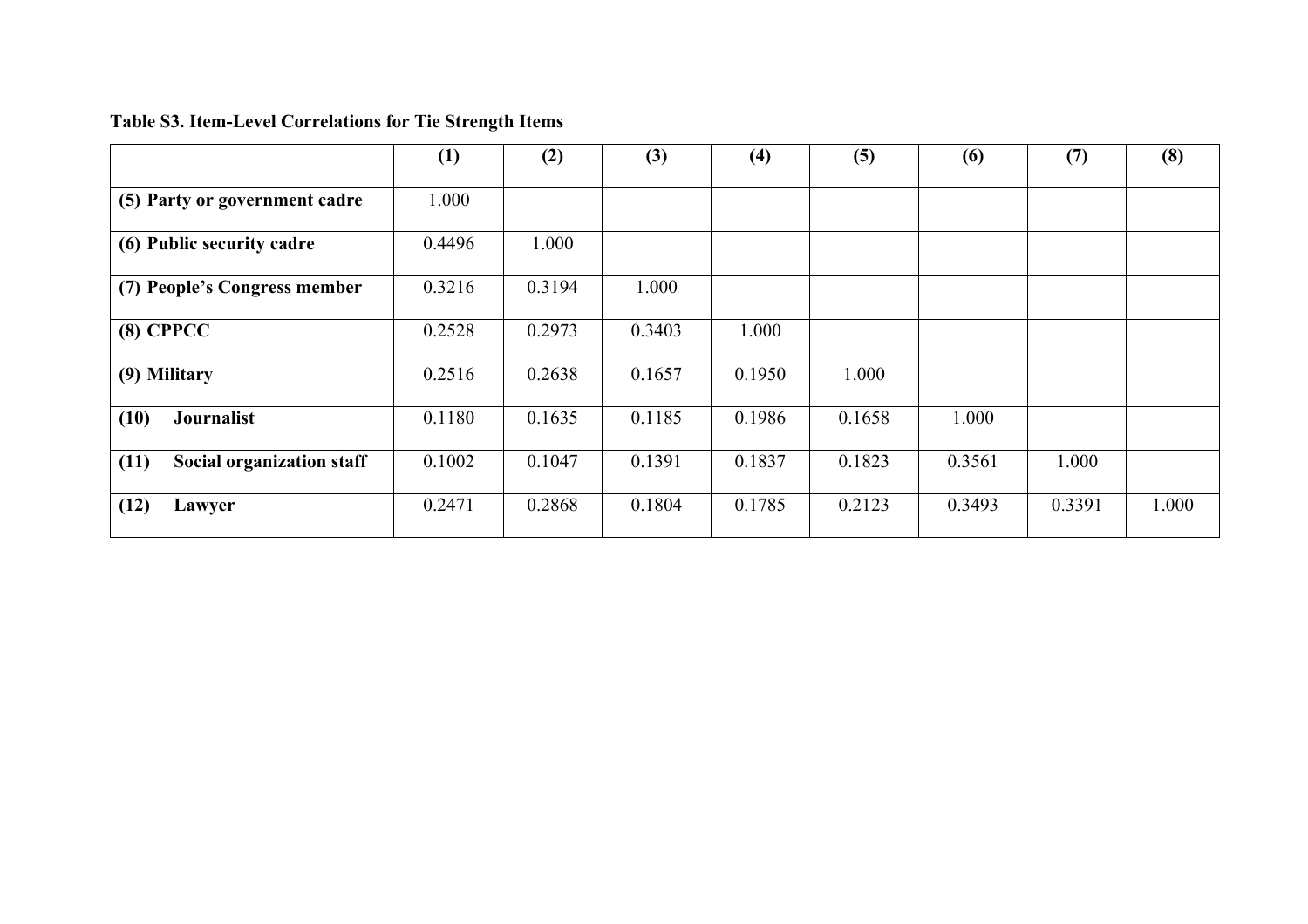**Table S3. Item-Level Correlations for Tie Strength Items**

| | (1) | (2) | (3) | (4) | (5) | (6) | (7) | (8) |
|---|---|---|---|---|---|---|---|---|
| **(5) Party or government cadre** | 1.000 | | | | | | | |
| **(6) Public security cadre** | 0.4496 | 1.000 | | | | | | |
| **(7) People's Congress member** | 0.3216 | 0.3194 | 1.000 | | | | | |
| **(8) CPPCC** | 0.2528 | 0.2973 | 0.3403 | 1.000 | | | | |
| **(9) Military** | 0.2516 | 0.2638 | 0.1657 | 0.1950 | 1.000 | | | |
| **(10) Journalist** | 0.1180 | 0.1635 | 0.1185 | 0.1986 | 0.1658 | 1.000 | | |
| **(11) Social organization staff** | 0.1002 | 0.1047 | 0.1391 | 0.1837 | 0.1823 | 0.3561 | 1.000 | |
| **(12) Lawyer** | 0.2471 | 0.2868 | 0.1804 | 0.1785 | 0.2123 | 0.3493 | 0.3391 | 1.000 |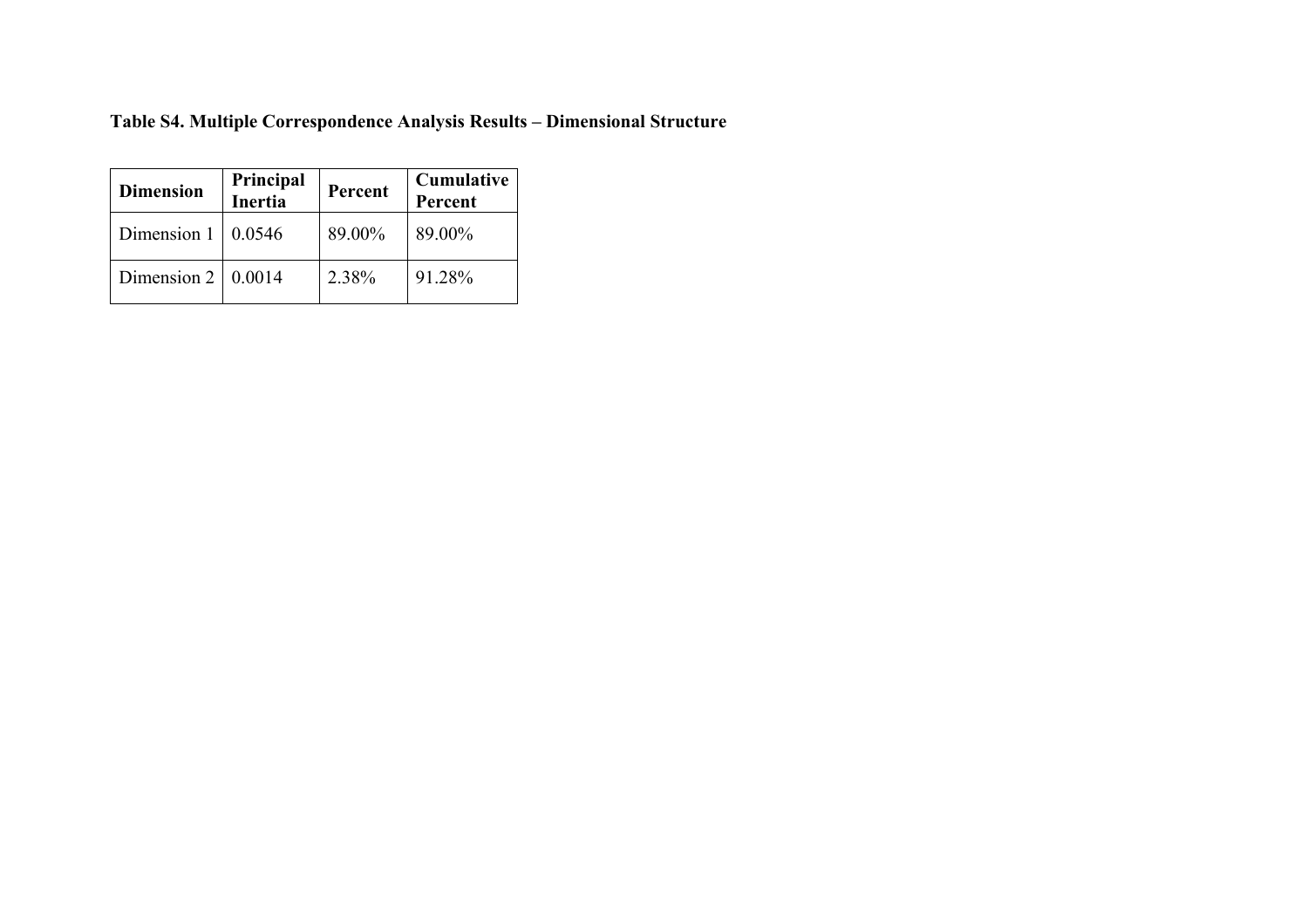**Table S4. Multiple Correspondence Analysis Results – Dimensional Structure**

| Dimension | Principal Inertia | Percent | Cumulative Percent |
|---|---|---|---|
| Dimension 1 | 0.0546 | 89.00% | 89.00% |
| Dimension 2 | 0.0014 | 2.38% | 91.28% |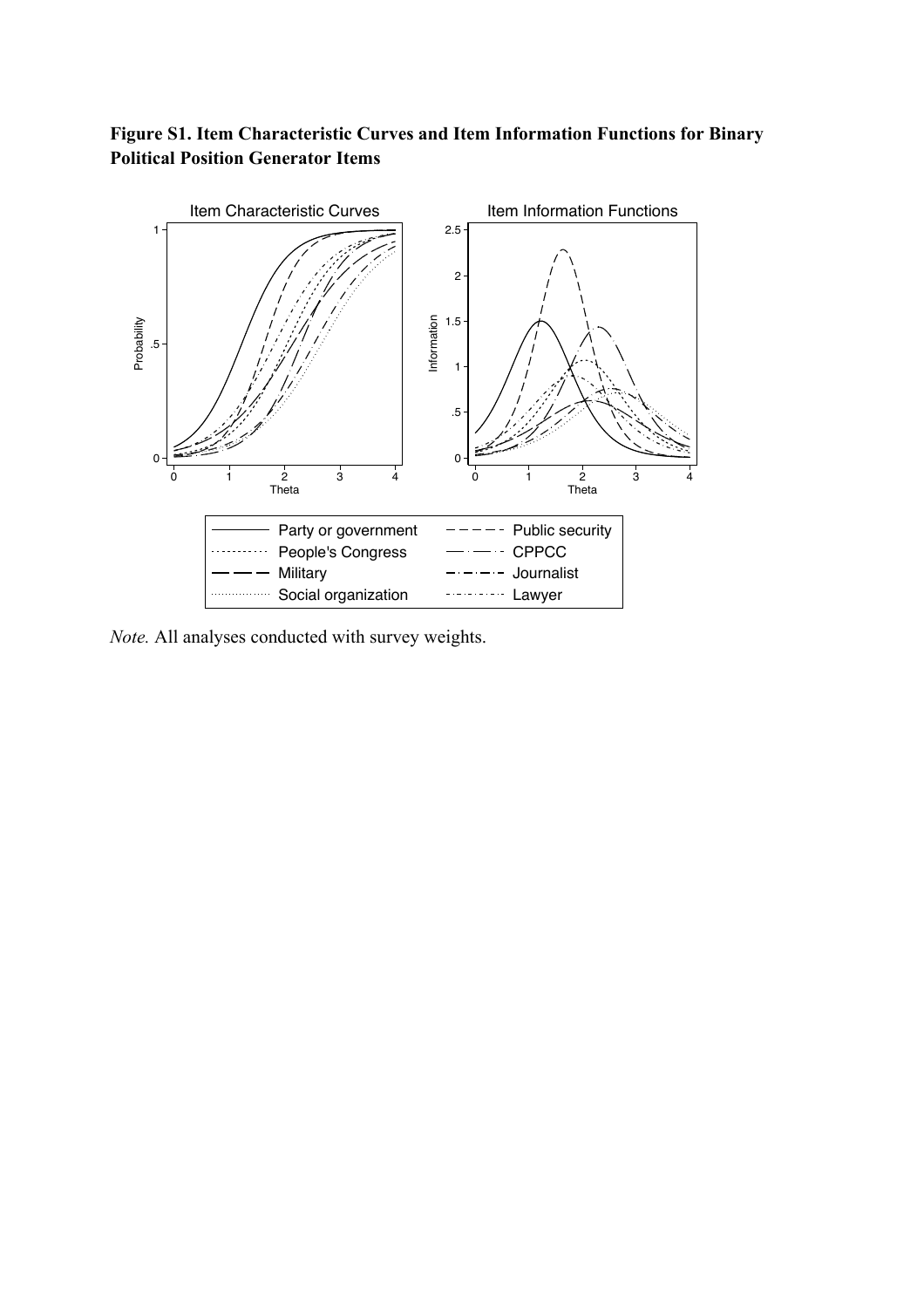**Figure S1. Item Characteristic Curves and Item Information Functions for Binary Political Position Generator Items**

Item Characteristic Curves

Probability

1

.5

0

0 1 2 3 4

Theta

Item Information Functions

Information

2.5

2

1.5

1

.5

0

0 1 2 3 4

Theta

Party or government

Public security

People's Congress

CPPCC

Military

Journalist

Social organization

Lawyer

*Note.* All analyses conducted with survey weights.